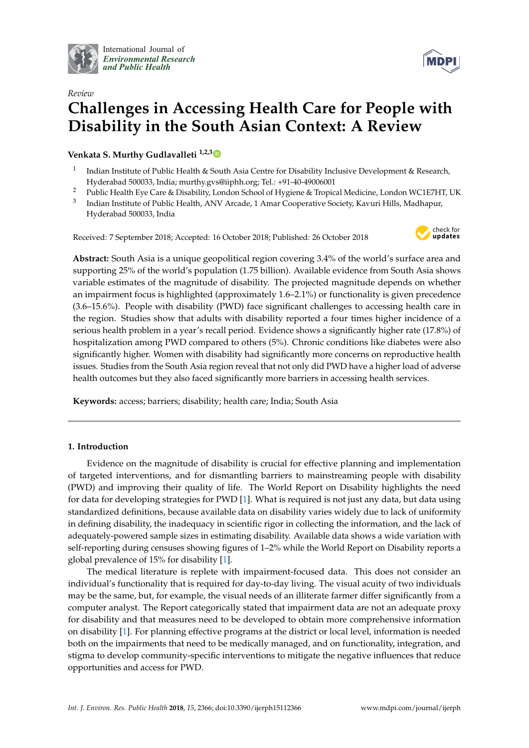International Journal of
*Environmental Research and Public Health*

*Review*

# Challenges in Accessing Health Care for People with Disability in the South Asian Context: A Review

**Venkata S. Murthy Gudlavalleti** [1,2,3]

1. Indian Institute of Public Health & South Asia Centre for Disability Inclusive Development & Research, Hyderabad 500033, India; murthy.gvs@iiphh.org; Tel.: +91-40-49006001
2. Public Health Eye Care & Disability, London School of Hygiene & Tropical Medicine, London WC1E7HT, UK
3. Indian Institute of Public Health, ANV Arcade, 1 Amar Cooperative Society, Kavuri Hills, Madhapur, Hyderabad 500033, India

Received: 7 September 2018; Accepted: 16 October 2018; Published: 26 October 2018

**Abstract:** South Asia is a unique geopolitical region covering 3.4% of the world's surface area and supporting 25% of the world's population (1.75 billion). Available evidence from South Asia shows variable estimates of the magnitude of disability. The projected magnitude depends on whether an impairment focus is highlighted (approximately 1.6–2.1%) or functionality is given precedence (3.6–15.6%). People with disability (PWD) face significant challenges to accessing health care in the region. Studies show that adults with disability reported a four times higher incidence of a serious health problem in a year's recall period. Evidence shows a significantly higher rate (17.8%) of hospitalization among PWD compared to others (5%). Chronic conditions like diabetes were also significantly higher. Women with disability had significantly more concerns on reproductive health issues. Studies from the South Asia region reveal that not only did PWD have a higher load of adverse health outcomes but they also faced significantly more barriers in accessing health services.

**Keywords:** access; barriers; disability; health care; India; South Asia

## 1. Introduction

Evidence on the magnitude of disability is crucial for effective planning and implementation of targeted interventions, and for dismantling barriers to mainstreaming people with disability (PWD) and improving their quality of life. The World Report on Disability highlights the need for data for developing strategies for PWD [1]. What is required is not just any data, but data using standardized definitions, because available data on disability varies widely due to lack of uniformity in defining disability, the inadequacy in scientific rigor in collecting the information, and the lack of adequately-powered sample sizes in estimating disability. Available data shows a wide variation with self-reporting during censuses showing figures of 1–2% while the World Report on Disability reports a global prevalence of 15% for disability [1].

The medical literature is replete with impairment-focused data. This does not consider an individual's functionality that is required for day-to-day living. The visual acuity of two individuals may be the same, but, for example, the visual needs of an illiterate farmer differ significantly from a computer analyst. The Report categorically stated that impairment data are not an adequate proxy for disability and that measures need to be developed to obtain more comprehensive information on disability [1]. For planning effective programs at the district or local level, information is needed both on the impairments that need to be medically managed, and on functionality, integration, and stigma to develop community-specific interventions to mitigate the negative influences that reduce opportunities and access for PWD.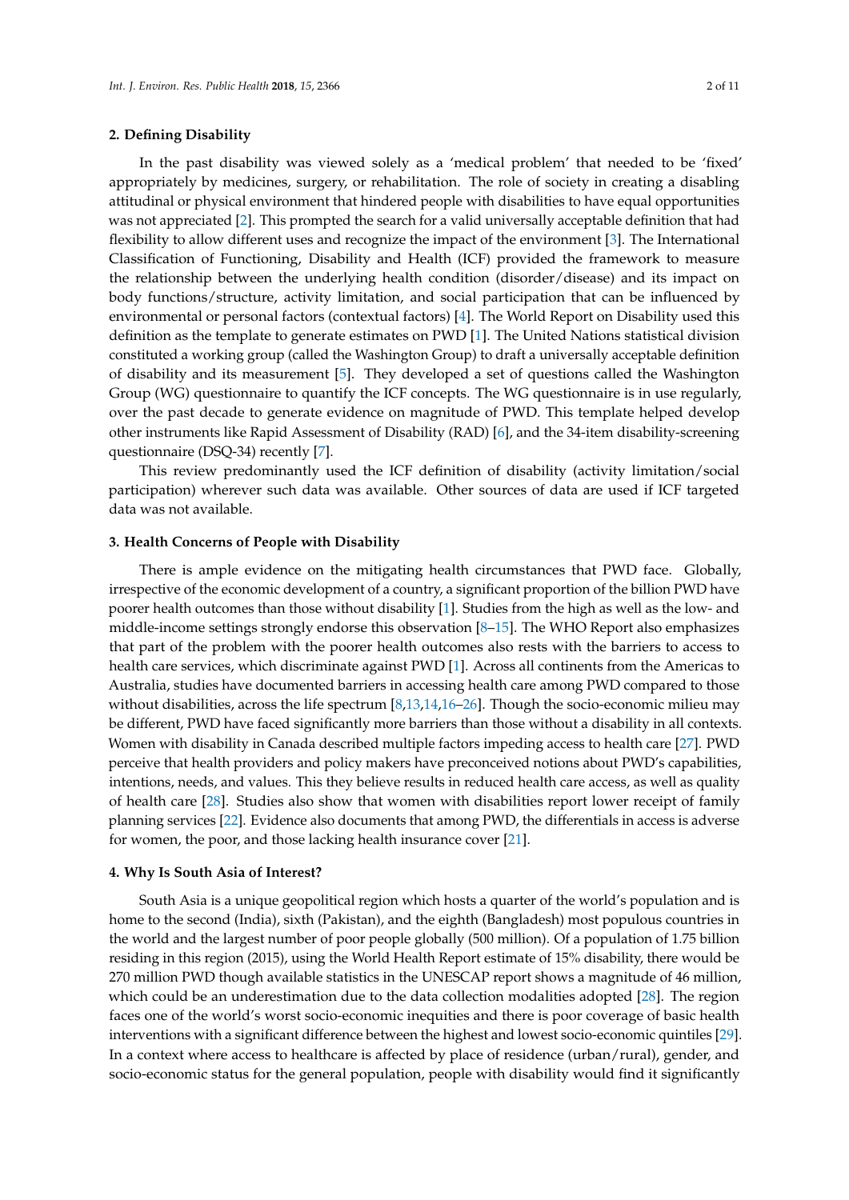## 2. Defining Disability

In the past disability was viewed solely as a 'medical problem' that needed to be 'fixed' appropriately by medicines, surgery, or rehabilitation. The role of society in creating a disabling attitudinal or physical environment that hindered people with disabilities to have equal opportunities was not appreciated [2]. This prompted the search for a valid universally acceptable definition that had flexibility to allow different uses and recognize the impact of the environment [3]. The International Classification of Functioning, Disability and Health (ICF) provided the framework to measure the relationship between the underlying health condition (disorder/disease) and its impact on body functions/structure, activity limitation, and social participation that can be influenced by environmental or personal factors (contextual factors) [4]. The World Report on Disability used this definition as the template to generate estimates on PWD [1]. The United Nations statistical division constituted a working group (called the Washington Group) to draft a universally acceptable definition of disability and its measurement [5]. They developed a set of questions called the Washington Group (WG) questionnaire to quantify the ICF concepts. The WG questionnaire is in use regularly, over the past decade to generate evidence on magnitude of PWD. This template helped develop other instruments like Rapid Assessment of Disability (RAD) [6], and the 34-item disability-screening questionnaire (DSQ-34) recently [7].

This review predominantly used the ICF definition of disability (activity limitation/social participation) wherever such data was available. Other sources of data are used if ICF targeted data was not available.

## 3. Health Concerns of People with Disability

There is ample evidence on the mitigating health circumstances that PWD face. Globally, irrespective of the economic development of a country, a significant proportion of the billion PWD have poorer health outcomes than those without disability [1]. Studies from the high as well as the low- and middle-income settings strongly endorse this observation [8–15]. The WHO Report also emphasizes that part of the problem with the poorer health outcomes also rests with the barriers to access to health care services, which discriminate against PWD [1]. Across all continents from the Americas to Australia, studies have documented barriers in accessing health care among PWD compared to those without disabilities, across the life spectrum [8,13,14,16–26]. Though the socio-economic milieu may be different, PWD have faced significantly more barriers than those without a disability in all contexts. Women with disability in Canada described multiple factors impeding access to health care [27]. PWD perceive that health providers and policy makers have preconceived notions about PWD's capabilities, intentions, needs, and values. This they believe results in reduced health care access, as well as quality of health care [28]. Studies also show that women with disabilities report lower receipt of family planning services [22]. Evidence also documents that among PWD, the differentials in access is adverse for women, the poor, and those lacking health insurance cover [21].

## 4. Why Is South Asia of Interest?

South Asia is a unique geopolitical region which hosts a quarter of the world's population and is home to the second (India), sixth (Pakistan), and the eighth (Bangladesh) most populous countries in the world and the largest number of poor people globally (500 million). Of a population of 1.75 billion residing in this region (2015), using the World Health Report estimate of 15% disability, there would be 270 million PWD though available statistics in the UNESCAP report shows a magnitude of 46 million, which could be an underestimation due to the data collection modalities adopted [28]. The region faces one of the world's worst socio-economic inequities and there is poor coverage of basic health interventions with a significant difference between the highest and lowest socio-economic quintiles [29]. In a context where access to healthcare is affected by place of residence (urban/rural), gender, and socio-economic status for the general population, people with disability would find it significantly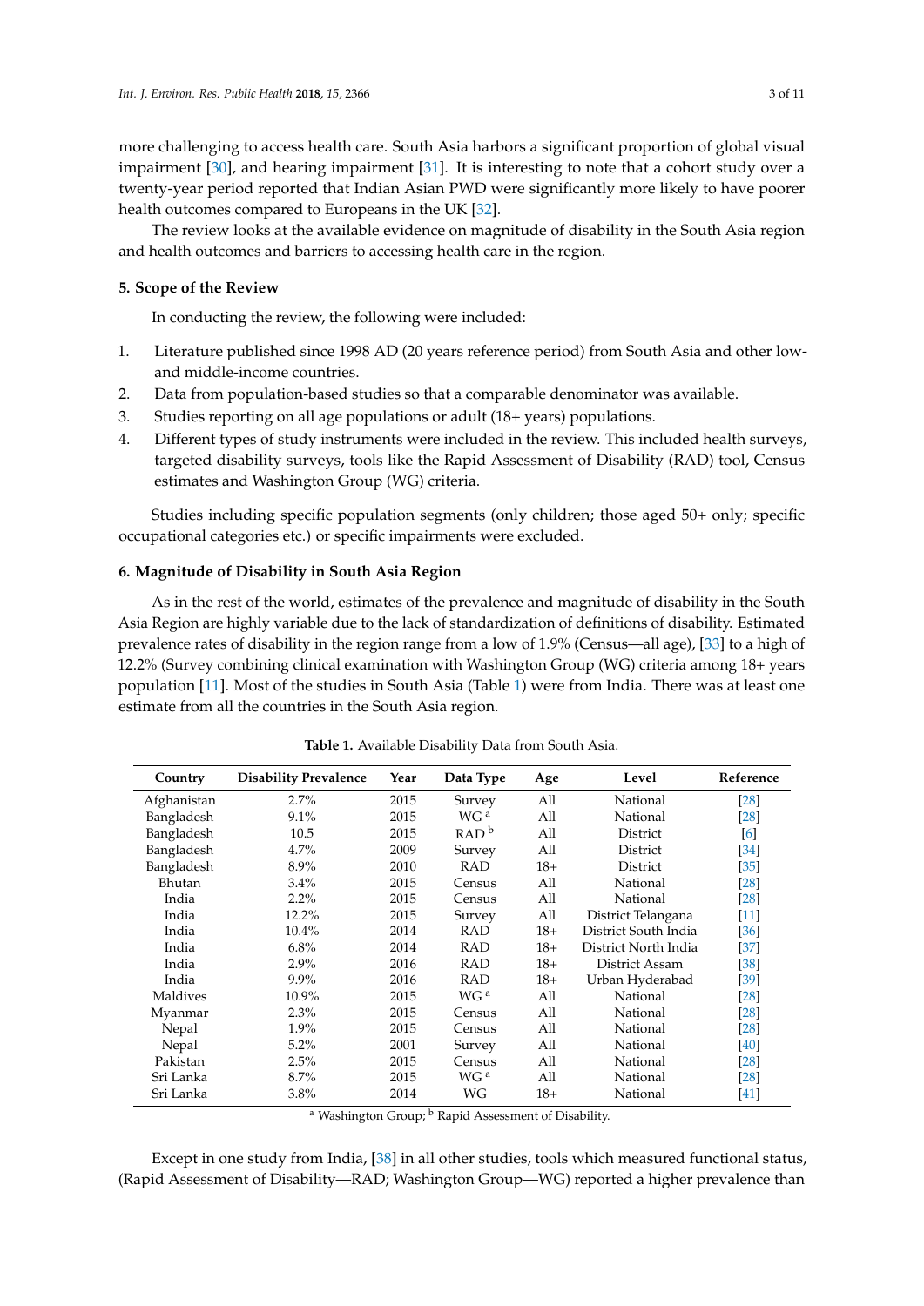more challenging to access health care. South Asia harbors a significant proportion of global visual impairment [30], and hearing impairment [31]. It is interesting to note that a cohort study over a twenty-year period reported that Indian Asian PWD were significantly more likely to have poorer health outcomes compared to Europeans in the UK [32].

The review looks at the available evidence on magnitude of disability in the South Asia region and health outcomes and barriers to accessing health care in the region.

## 5. Scope of the Review

In conducting the review, the following were included:

1. Literature published since 1998 AD (20 years reference period) from South Asia and other low- and middle-income countries.
2. Data from population-based studies so that a comparable denominator was available.
3. Studies reporting on all age populations or adult (18+ years) populations.
4. Different types of study instruments were included in the review. This included health surveys, targeted disability surveys, tools like the Rapid Assessment of Disability (RAD) tool, Census estimates and Washington Group (WG) criteria.

Studies including specific population segments (only children; those aged 50+ only; specific occupational categories etc.) or specific impairments were excluded.

## 6. Magnitude of Disability in South Asia Region

As in the rest of the world, estimates of the prevalence and magnitude of disability in the South Asia Region are highly variable due to the lack of standardization of definitions of disability. Estimated prevalence rates of disability in the region range from a low of 1.9% (Census—all age), [33] to a high of 12.2% (Survey combining clinical examination with Washington Group (WG) criteria among 18+ years population [11]. Most of the studies in South Asia (Table 1) were from India. There was at least one estimate from all the countries in the South Asia region.

**Table 1.** Available Disability Data from South Asia.

| Country | Disability Prevalence | Year | Data Type | Age | Level | Reference |
|---|---|---|---|---|---|---|
| Afghanistan | 2.7% | 2015 | Survey | All | National | [28] |
| Bangladesh | 9.1% | 2015 | WG [a] | All | National | [28] |
| Bangladesh | 10.5 | 2015 | RAD [b] | All | District | [6] |
| Bangladesh | 4.7% | 2009 | Survey | All | District | [34] |
| Bangladesh | 8.9% | 2010 | RAD | 18+ | District | [35] |
| Bhutan | 3.4% | 2015 | Census | All | National | [28] |
| India | 2.2% | 2015 | Census | All | National | [28] |
| India | 12.2% | 2015 | Survey | All | District Telangana | [11] |
| India | 10.4% | 2014 | RAD | 18+ | District South India | [36] |
| India | 6.8% | 2014 | RAD | 18+ | District North India | [37] |
| India | 2.9% | 2016 | RAD | 18+ | District Assam | [38] |
| India | 9.9% | 2016 | RAD | 18+ | Urban Hyderabad | [39] |
| Maldives | 10.9% | 2015 | WG [a] | All | National | [28] |
| Myanmar | 2.3% | 2015 | Census | All | National | [28] |
| Nepal | 1.9% | 2015 | Census | All | National | [28] |
| Nepal | 5.2% | 2001 | Survey | All | National | [40] |
| Pakistan | 2.5% | 2015 | Census | All | National | [28] |
| Sri Lanka | 8.7% | 2015 | WG [a] | All | National | [28] |
| Sri Lanka | 3.8% | 2014 | WG | 18+ | National | [41] |

[a] Washington Group; [b] Rapid Assessment of Disability.

Except in one study from India, [38] in all other studies, tools which measured functional status, (Rapid Assessment of Disability—RAD; Washington Group—WG) reported a higher prevalence than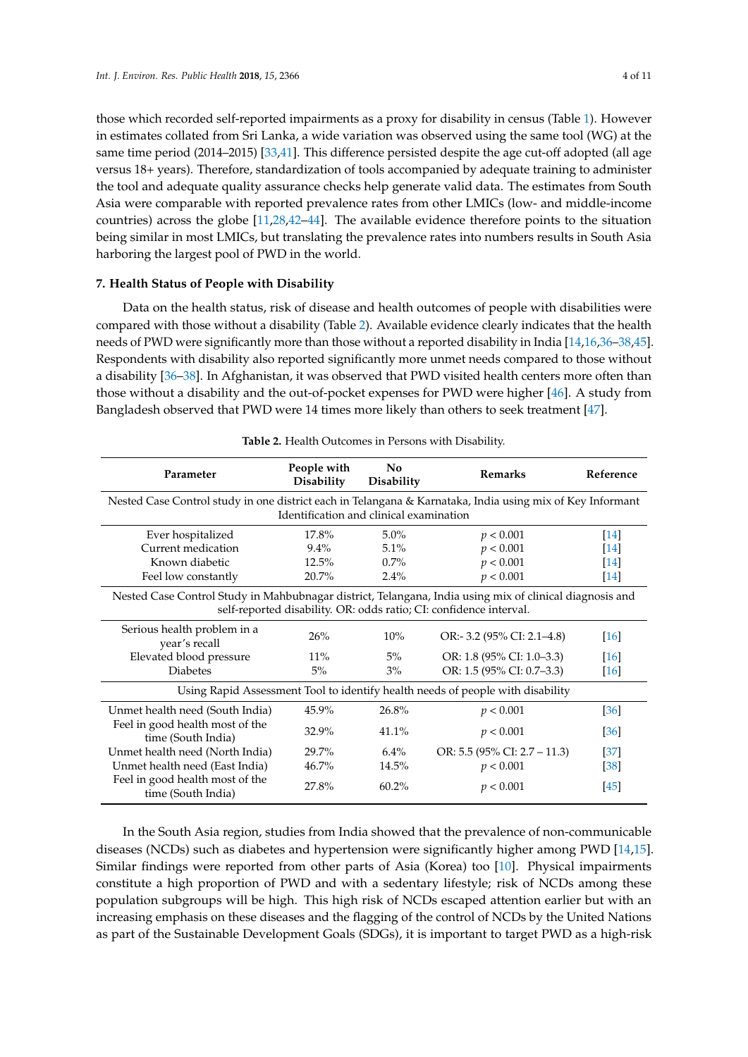those which recorded self-reported impairments as a proxy for disability in census (Table 1). However in estimates collated from Sri Lanka, a wide variation was observed using the same tool (WG) at the same time period (2014–2015) [33,41]. This difference persisted despite the age cut-off adopted (all age versus 18+ years). Therefore, standardization of tools accompanied by adequate training to administer the tool and adequate quality assurance checks help generate valid data. The estimates from South Asia were comparable with reported prevalence rates from other LMICs (low- and middle-income countries) across the globe [11,28,42–44]. The available evidence therefore points to the situation being similar in most LMICs, but translating the prevalence rates into numbers results in South Asia harboring the largest pool of PWD in the world.

## 7. Health Status of People with Disability

Data on the health status, risk of disease and health outcomes of people with disabilities were compared with those without a disability (Table 2). Available evidence clearly indicates that the health needs of PWD were significantly more than those without a reported disability in India [14,16,36–38,45]. Respondents with disability also reported significantly more unmet needs compared to those without a disability [36–38]. In Afghanistan, it was observed that PWD visited health centers more often than those without a disability and the out-of-pocket expenses for PWD were higher [46]. A study from Bangladesh observed that PWD were 14 times more likely than others to seek treatment [47].

**Table 2.** Health Outcomes in Persons with Disability.

| Parameter | People with Disability | No Disability | Remarks | Reference |
|---|---|---|---|---|
| Nested Case Control study in one district each in Telangana & Karnataka, India using mix of Key Informant Identification and clinical examination | | | | |
| Ever hospitalized | 17.8% | 5.0% | $p < 0.001$ | [14] |
| Current medication | 9.4% | 5.1% | $p < 0.001$ | [14] |
| Known diabetic | 12.5% | 0.7% | $p < 0.001$ | [14] |
| Feel low constantly | 20.7% | 2.4% | $p < 0.001$ | [14] |
| Nested Case Control Study in Mahbubnagar district, Telangana, India using mix of clinical diagnosis and self-reported disability. OR: odds ratio; CI: confidence interval. | | | | |
| Serious health problem in a year's recall | 26% | 10% | OR:- 3.2 (95% CI: 2.1–4.8) | [16] |
| Elevated blood pressure | 11% | 5% | OR: 1.8 (95% CI: 1.0–3.3) | [16] |
| Diabetes | 5% | 3% | OR: 1.5 (95% CI: 0.7–3.3) | [16] |
| Using Rapid Assessment Tool to identify health needs of people with disability | | | | |
| Unmet health need (South India) | 45.9% | 26.8% | $p < 0.001$ | [36] |
| Feel in good health most of the time (South India) | 32.9% | 41.1% | $p < 0.001$ | [36] |
| Unmet health need (North India) | 29.7% | 6.4% | OR: 5.5 (95% CI: 2.7 – 11.3) | [37] |
| Unmet health need (East India) | 46.7% | 14.5% | $p < 0.001$ | [38] |
| Feel in good health most of the time (South India) | 27.8% | 60.2% | $p < 0.001$ | [45] |

In the South Asia region, studies from India showed that the prevalence of non-communicable diseases (NCDs) such as diabetes and hypertension were significantly higher among PWD [14,15]. Similar findings were reported from other parts of Asia (Korea) too [10]. Physical impairments constitute a high proportion of PWD and with a sedentary lifestyle; risk of NCDs among these population subgroups will be high. This high risk of NCDs escaped attention earlier but with an increasing emphasis on these diseases and the flagging of the control of NCDs by the United Nations as part of the Sustainable Development Goals (SDGs), it is important to target PWD as a high-risk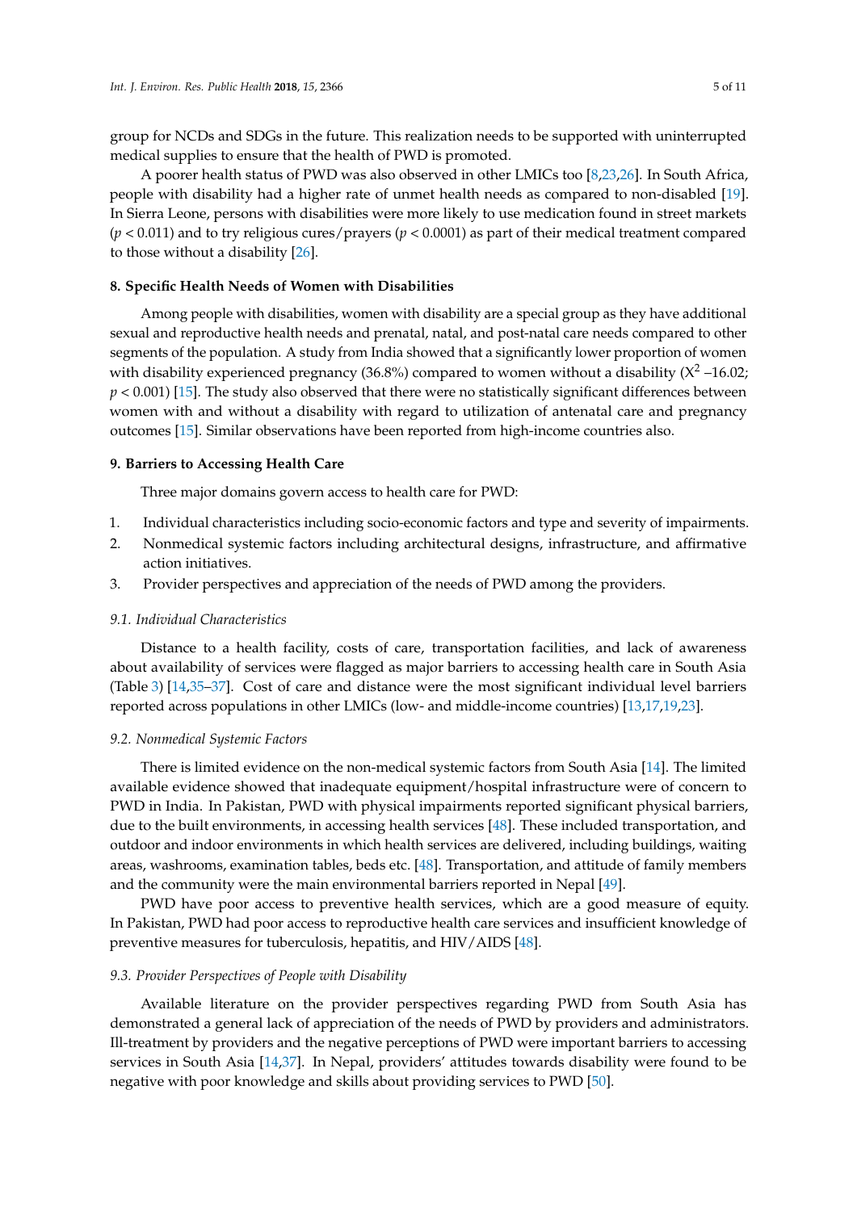group for NCDs and SDGs in the future. This realization needs to be supported with uninterrupted medical supplies to ensure that the health of PWD is promoted.

A poorer health status of PWD was also observed in other LMICs too [8,23,26]. In South Africa, people with disability had a higher rate of unmet health needs as compared to non-disabled [19]. In Sierra Leone, persons with disabilities were more likely to use medication found in street markets ($p < 0.011$) and to try religious cures/prayers ($p < 0.0001$) as part of their medical treatment compared to those without a disability [26].

## 8. Specific Health Needs of Women with Disabilities

Among people with disabilities, women with disability are a special group as they have additional sexual and reproductive health needs and prenatal, natal, and post-natal care needs compared to other segments of the population. A study from India showed that a significantly lower proportion of women with disability experienced pregnancy (36.8%) compared to women without a disability ($X^2$ –16.02; $p < 0.001$) [15]. The study also observed that there were no statistically significant differences between women with and without a disability with regard to utilization of antenatal care and pregnancy outcomes [15]. Similar observations have been reported from high-income countries also.

## 9. Barriers to Accessing Health Care

Three major domains govern access to health care for PWD:

1. Individual characteristics including socio-economic factors and type and severity of impairments.
2. Nonmedical systemic factors including architectural designs, infrastructure, and affirmative action initiatives.
3. Provider perspectives and appreciation of the needs of PWD among the providers.

### *9.1. Individual Characteristics*

Distance to a health facility, costs of care, transportation facilities, and lack of awareness about availability of services were flagged as major barriers to accessing health care in South Asia (Table 3) [14,35–37]. Cost of care and distance were the most significant individual level barriers reported across populations in other LMICs (low- and middle-income countries) [13,17,19,23].

### *9.2. Nonmedical Systemic Factors*

There is limited evidence on the non-medical systemic factors from South Asia [14]. The limited available evidence showed that inadequate equipment/hospital infrastructure were of concern to PWD in India. In Pakistan, PWD with physical impairments reported significant physical barriers, due to the built environments, in accessing health services [48]. These included transportation, and outdoor and indoor environments in which health services are delivered, including buildings, waiting areas, washrooms, examination tables, beds etc. [48]. Transportation, and attitude of family members and the community were the main environmental barriers reported in Nepal [49].

PWD have poor access to preventive health services, which are a good measure of equity. In Pakistan, PWD had poor access to reproductive health care services and insufficient knowledge of preventive measures for tuberculosis, hepatitis, and HIV/AIDS [48].

### *9.3. Provider Perspectives of People with Disability*

Available literature on the provider perspectives regarding PWD from South Asia has demonstrated a general lack of appreciation of the needs of PWD by providers and administrators. Ill-treatment by providers and the negative perceptions of PWD were important barriers to accessing services in South Asia [14,37]. In Nepal, providers' attitudes towards disability were found to be negative with poor knowledge and skills about providing services to PWD [50].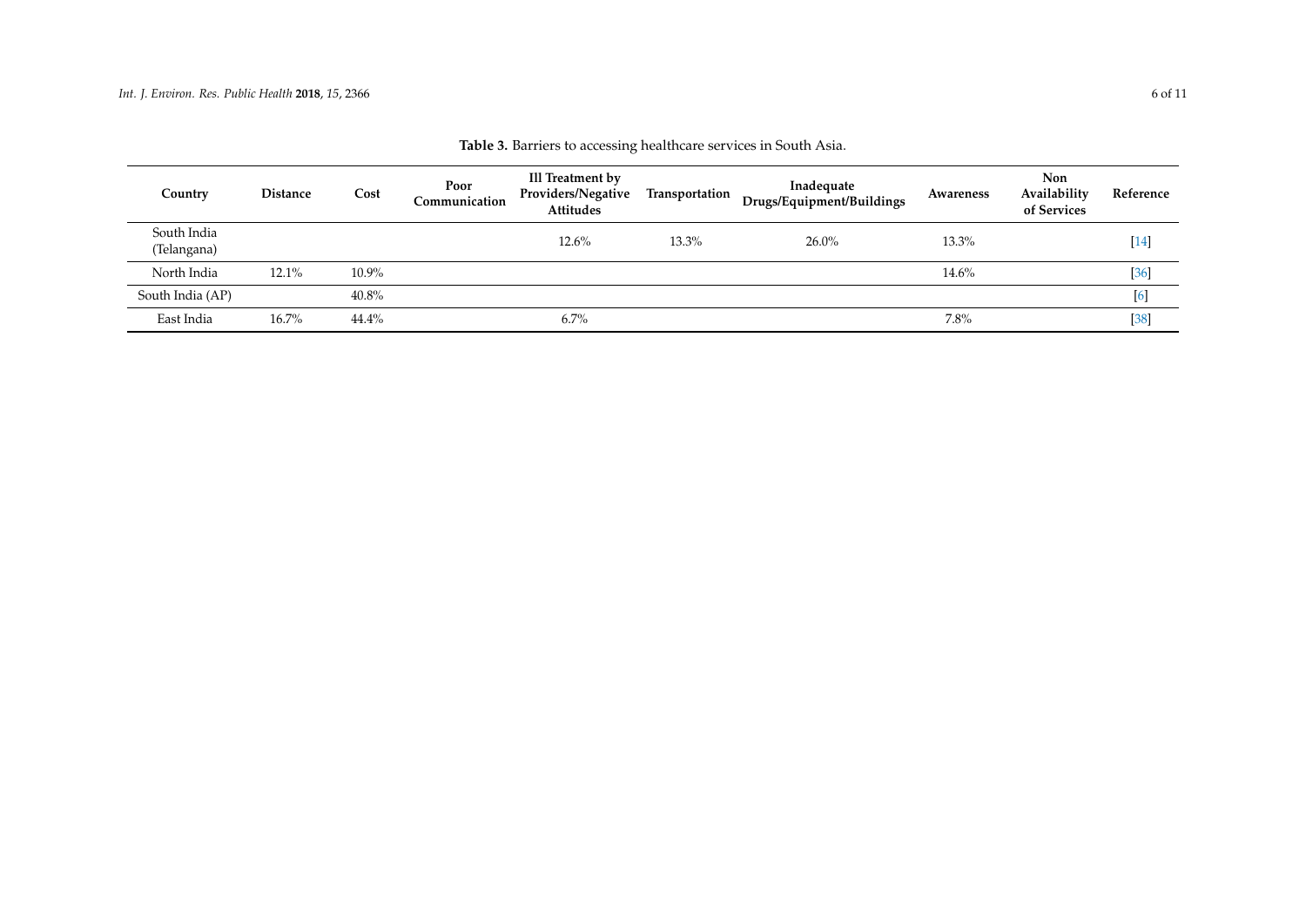**Table 3.** Barriers to accessing healthcare services in South Asia.

| Country | Distance | Cost | Poor Communication | Ill Treatment by Providers/Negative Attitudes | Transportation | Inadequate Drugs/Equipment/Buildings | Awareness | Non Availability of Services | Reference |
|---|---|---|---|---|---|---|---|---|---|
| South India (Telangana) | | | | 12.6% | 13.3% | 26.0% | 13.3% | | [14] |
| North India | 12.1% | 10.9% | | | | | 14.6% | | [36] |
| South India (AP) | | 40.8% | | | | | | | [6] |
| East India | 16.7% | 44.4% | | 6.7% | | | 7.8% | | [38] |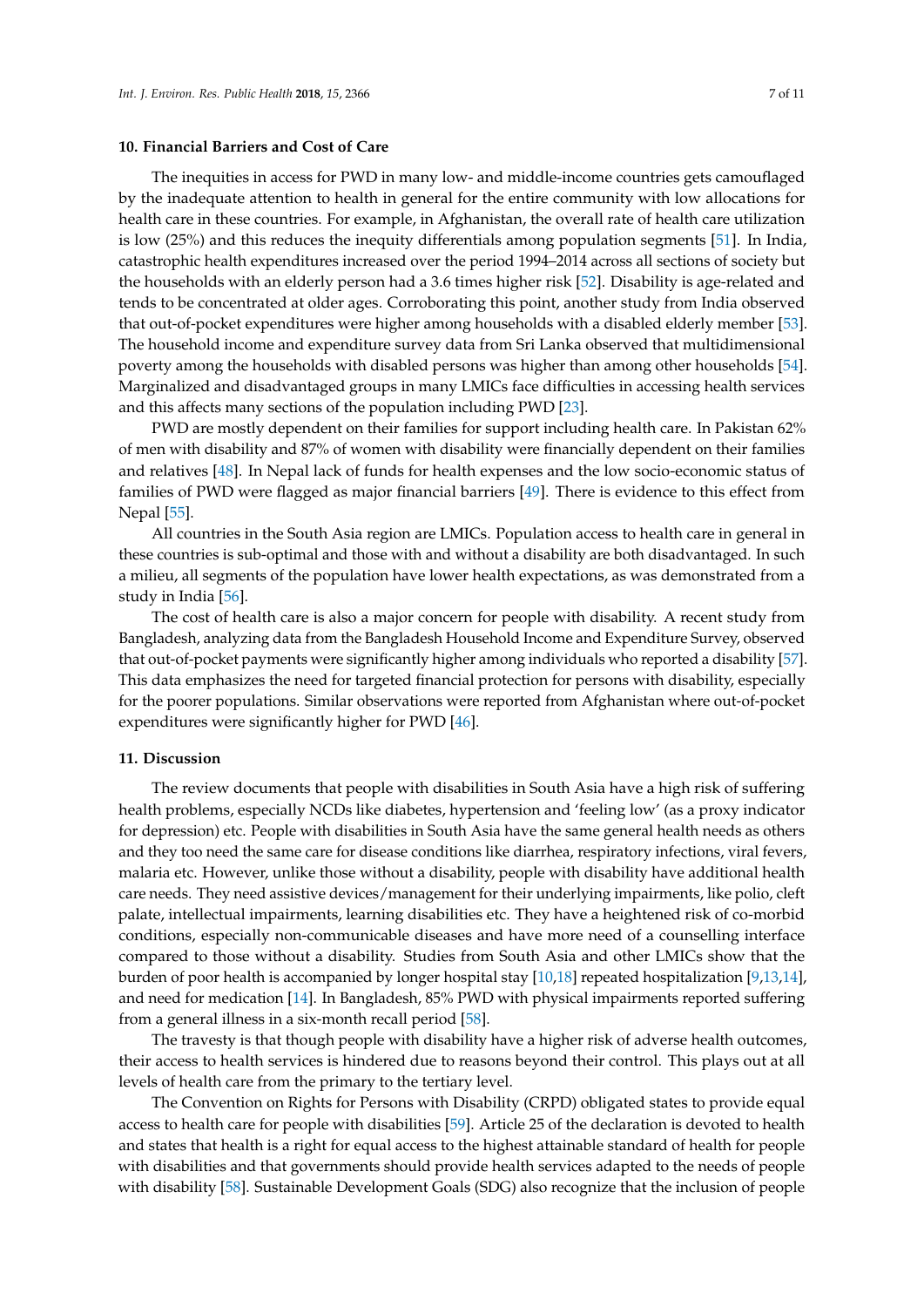## 10. Financial Barriers and Cost of Care

The inequities in access for PWD in many low- and middle-income countries gets camouflaged by the inadequate attention to health in general for the entire community with low allocations for health care in these countries. For example, in Afghanistan, the overall rate of health care utilization is low (25%) and this reduces the inequity differentials among population segments [51]. In India, catastrophic health expenditures increased over the period 1994–2014 across all sections of society but the households with an elderly person had a 3.6 times higher risk [52]. Disability is age-related and tends to be concentrated at older ages. Corroborating this point, another study from India observed that out-of-pocket expenditures were higher among households with a disabled elderly member [53]. The household income and expenditure survey data from Sri Lanka observed that multidimensional poverty among the households with disabled persons was higher than among other households [54]. Marginalized and disadvantaged groups in many LMICs face difficulties in accessing health services and this affects many sections of the population including PWD [23].

PWD are mostly dependent on their families for support including health care. In Pakistan 62% of men with disability and 87% of women with disability were financially dependent on their families and relatives [48]. In Nepal lack of funds for health expenses and the low socio-economic status of families of PWD were flagged as major financial barriers [49]. There is evidence to this effect from Nepal [55].

All countries in the South Asia region are LMICs. Population access to health care in general in these countries is sub-optimal and those with and without a disability are both disadvantaged. In such a milieu, all segments of the population have lower health expectations, as was demonstrated from a study in India [56].

The cost of health care is also a major concern for people with disability. A recent study from Bangladesh, analyzing data from the Bangladesh Household Income and Expenditure Survey, observed that out-of-pocket payments were significantly higher among individuals who reported a disability [57]. This data emphasizes the need for targeted financial protection for persons with disability, especially for the poorer populations. Similar observations were reported from Afghanistan where out-of-pocket expenditures were significantly higher for PWD [46].

## 11. Discussion

The review documents that people with disabilities in South Asia have a high risk of suffering health problems, especially NCDs like diabetes, hypertension and 'feeling low' (as a proxy indicator for depression) etc. People with disabilities in South Asia have the same general health needs as others and they too need the same care for disease conditions like diarrhea, respiratory infections, viral fevers, malaria etc. However, unlike those without a disability, people with disability have additional health care needs. They need assistive devices/management for their underlying impairments, like polio, cleft palate, intellectual impairments, learning disabilities etc. They have a heightened risk of co-morbid conditions, especially non-communicable diseases and have more need of a counselling interface compared to those without a disability. Studies from South Asia and other LMICs show that the burden of poor health is accompanied by longer hospital stay [10,18] repeated hospitalization [9,13,14], and need for medication [14]. In Bangladesh, 85% PWD with physical impairments reported suffering from a general illness in a six-month recall period [58].

The travesty is that though people with disability have a higher risk of adverse health outcomes, their access to health services is hindered due to reasons beyond their control. This plays out at all levels of health care from the primary to the tertiary level.

The Convention on Rights for Persons with Disability (CRPD) obligated states to provide equal access to health care for people with disabilities [59]. Article 25 of the declaration is devoted to health and states that health is a right for equal access to the highest attainable standard of health for people with disabilities and that governments should provide health services adapted to the needs of people with disability [58]. Sustainable Development Goals (SDG) also recognize that the inclusion of people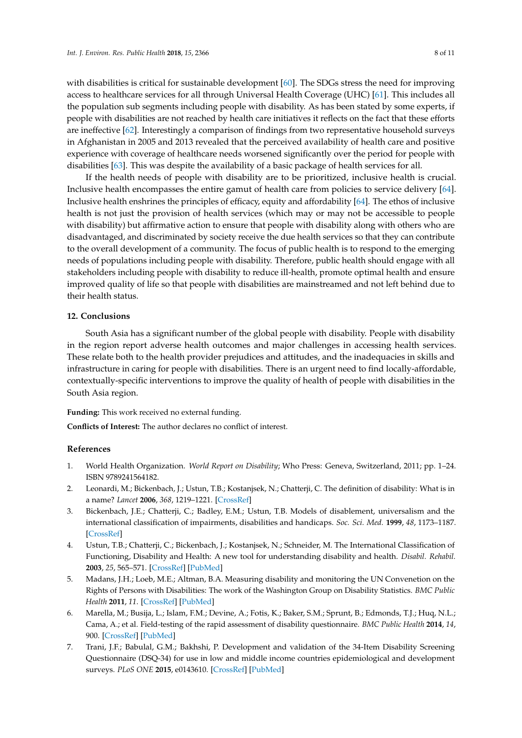with disabilities is critical for sustainable development [60]. The SDGs stress the need for improving access to healthcare services for all through Universal Health Coverage (UHC) [61]. This includes all the population sub segments including people with disability. As has been stated by some experts, if people with disabilities are not reached by health care initiatives it reflects on the fact that these efforts are ineffective [62]. Interestingly a comparison of findings from two representative household surveys in Afghanistan in 2005 and 2013 revealed that the perceived availability of health care and positive experience with coverage of healthcare needs worsened significantly over the period for people with disabilities [63]. This was despite the availability of a basic package of health services for all.

If the health needs of people with disability are to be prioritized, inclusive health is crucial. Inclusive health encompasses the entire gamut of health care from policies to service delivery [64]. Inclusive health enshrines the principles of efficacy, equity and affordability [64]. The ethos of inclusive health is not just the provision of health services (which may or may not be accessible to people with disability) but affirmative action to ensure that people with disability along with others who are disadvantaged, and discriminated by society receive the due health services so that they can contribute to the overall development of a community. The focus of public health is to respond to the emerging needs of populations including people with disability. Therefore, public health should engage with all stakeholders including people with disability to reduce ill-health, promote optimal health and ensure improved quality of life so that people with disabilities are mainstreamed and not left behind due to their health status.

## 12. Conclusions

South Asia has a significant number of the global people with disability. People with disability in the region report adverse health outcomes and major challenges in accessing health services. These relate both to the health provider prejudices and attitudes, and the inadequacies in skills and infrastructure in caring for people with disabilities. There is an urgent need to find locally-affordable, contextually-specific interventions to improve the quality of health of people with disabilities in the South Asia region.

**Funding:** This work received no external funding.

**Conflicts of Interest:** The author declares no conflict of interest.

## References

1. World Health Organization. *World Report on Disability*; Who Press: Geneva, Switzerland, 2011; pp. 1–24. ISBN 9789241564182.
2. Leonardi, M.; Bickenbach, J.; Ustun, T.B.; Kostanjsek, N.; Chatterji, C. The definition of disability: What is in a name? *Lancet* **2006**, *368*, 1219–1221. [CrossRef]
3. Bickenbach, J.E.; Chatterji, C.; Badley, E.M.; Ustun, T.B. Models of disablement, universalism and the international classification of impairments, disabilities and handicaps. *Soc. Sci. Med.* **1999**, *48*, 1173–1187. [CrossRef]
4. Ustun, T.B.; Chatterji, C.; Bickenbach, J.; Kostanjsek, N.; Schneider, M. The International Classification of Functioning, Disability and Health: A new tool for understanding disability and health. *Disabil. Rehabil.* **2003**, *25*, 565–571. [CrossRef] [PubMed]
5. Madans, J.H.; Loeb, M.E.; Altman, B.A. Measuring disability and monitoring the UN Convenetion on the Rights of Persons with Disabilities: The work of the Washington Group on Disability Statistics. *BMC Public Health* **2011**, *11*. [CrossRef] [PubMed]
6. Marella, M.; Busija, L.; Islam, F.M.; Devine, A.; Fotis, K.; Baker, S.M.; Sprunt, B.; Edmonds, T.J.; Huq, N.L.; Cama, A.; et al. Field-testing of the rapid assessment of disability questionnaire. *BMC Public Health* **2014**, *14*, 900. [CrossRef] [PubMed]
7. Trani, J.F.; Babulal, G.M.; Bakhshi, P. Development and validation of the 34-Item Disability Screening Questionnaire (DSQ-34) for use in low and middle income countries epidemiological and development surveys. *PLoS ONE* **2015**, e0143610. [CrossRef] [PubMed]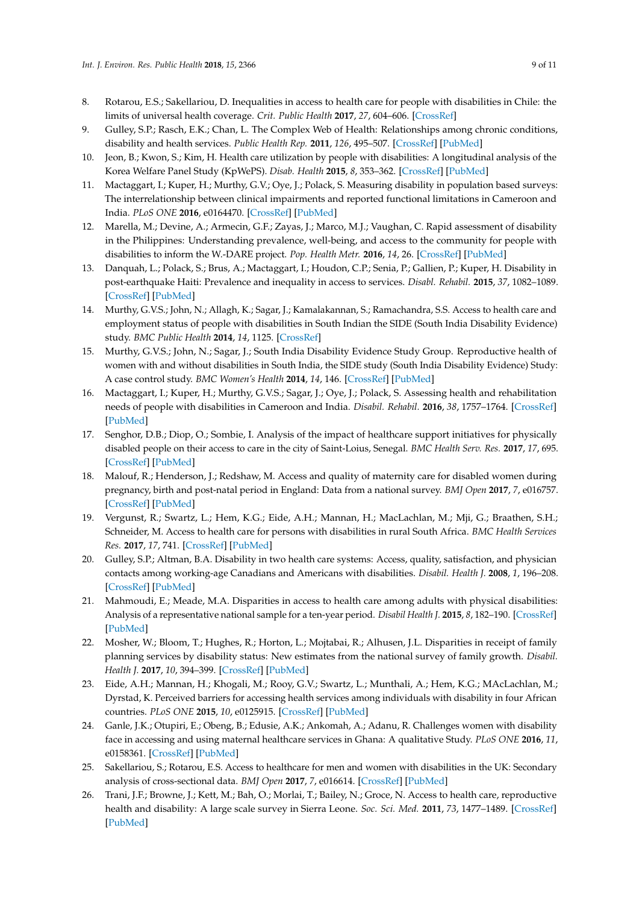8. Rotarou, E.S.; Sakellariou, D. Inequalities in access to health care for people with disabilities in Chile: the limits of universal health coverage. *Crit. Public Health* **2017**, *27*, 604–606. [CrossRef]
9. Gulley, S.P.; Rasch, E.K.; Chan, L. The Complex Web of Health: Relationships among chronic conditions, disability and health services. *Public Health Rep.* **2011**, *126*, 495–507. [CrossRef] [PubMed]
10. Jeon, B.; Kwon, S.; Kim, H. Health care utilization by people with disabilities: A longitudinal analysis of the Korea Welfare Panel Study (KpWePS). *Disab. Health* **2015**, *8*, 353–362. [CrossRef] [PubMed]
11. Mactaggart, I.; Kuper, H.; Murthy, G.V.; Oye, J.; Polack, S. Measuring disability in population based surveys: The interrelationship between clinical impairments and reported functional limitations in Cameroon and India. *PLoS ONE* **2016**, e0164470. [CrossRef] [PubMed]
12. Marella, M.; Devine, A.; Armecin, G.F.; Zayas, J.; Marco, M.J.; Vaughan, C. Rapid assessment of disability in the Philippines: Understanding prevalence, well-being, and access to the community for people with disabilities to inform the W.-DARE project. *Pop. Health Metr.* **2016**, *14*, 26. [CrossRef] [PubMed]
13. Danquah, L.; Polack, S.; Brus, A.; Mactaggart, I.; Houdon, C.P.; Senia, P.; Gallien, P.; Kuper, H. Disability in post-earthquake Haiti: Prevalence and inequality in access to services. *Disabl. Rehabil.* **2015**, *37*, 1082–1089. [CrossRef] [PubMed]
14. Murthy, G.V.S.; John, N.; Allagh, K.; Sagar, J.; Kamalakannan, S.; Ramachandra, S.S. Access to health care and employment status of people with disabilities in South Indian the SIDE (South India Disability Evidence) study. *BMC Public Health* **2014**, *14*, 1125. [CrossRef]
15. Murthy, G.V.S.; John, N.; Sagar, J.; South India Disability Evidence Study Group. Reproductive health of women with and without disabilities in South India, the SIDE study (South India Disability Evidence) Study: A case control study. *BMC Women's Health* **2014**, *14*, 146. [CrossRef] [PubMed]
16. Mactaggart, I.; Kuper, H.; Murthy, G.V.S.; Sagar, J.; Oye, J.; Polack, S. Assessing health and rehabilitation needs of people with disabilities in Cameroon and India. *Disabil. Rehabil.* **2016**, *38*, 1757–1764. [CrossRef] [PubMed]
17. Senghor, D.B.; Diop, O.; Sombie, I. Analysis of the impact of healthcare support initiatives for physically disabled people on their access to care in the city of Saint-Loius, Senegal. *BMC Health Serv. Res.* **2017**, *17*, 695. [CrossRef] [PubMed]
18. Malouf, R.; Henderson, J.; Redshaw, M. Access and quality of maternity care for disabled women during pregnancy, birth and post-natal period in England: Data from a national survey. *BMJ Open* **2017**, *7*, e016757. [CrossRef] [PubMed]
19. Vergunst, R.; Swartz, L.; Hem, K.G.; Eide, A.H.; Mannan, H.; MacLachlan, M.; Mji, G.; Braathen, S.H.; Schneider, M. Access to health care for persons with disabilities in rural South Africa. *BMC Health Services Res.* **2017**, *17*, 741. [CrossRef] [PubMed]
20. Gulley, S.P.; Altman, B.A. Disability in two health care systems: Access, quality, satisfaction, and physician contacts among working-age Canadians and Americans with disabilities. *Disabil. Health J.* **2008**, *1*, 196–208. [CrossRef] [PubMed]
21. Mahmoudi, E.; Meade, M.A. Disparities in access to health care among adults with physical disabilities: Analysis of a representative national sample for a ten-year period. *Disabil Health J.* **2015**, *8*, 182–190. [CrossRef] [PubMed]
22. Mosher, W.; Bloom, T.; Hughes, R.; Horton, L.; Mojtabai, R.; Alhusen, J.L. Disparities in receipt of family planning services by disability status: New estimates from the national survey of family growth. *Disabil. Health J.* **2017**, *10*, 394–399. [CrossRef] [PubMed]
23. Eide, A.H.; Mannan, H.; Khogali, M.; Rooy, G.V.; Swartz, L.; Munthali, A.; Hem, K.G.; MAcLachlan, M.; Dyrstad, K. Perceived barriers for accessing health services among individuals with disability in four African countries. *PLoS ONE* **2015**, *10*, e0125915. [CrossRef] [PubMed]
24. Ganle, J.K.; Otupiri, E.; Obeng, B.; Edusie, A.K.; Ankomah, A.; Adanu, R. Challenges women with disability face in accessing and using maternal healthcare services in Ghana: A qualitative Study. *PLoS ONE* **2016**, *11*, e0158361. [CrossRef] [PubMed]
25. Sakellariou, S.; Rotarou, E.S. Access to healthcare for men and women with disabilities in the UK: Secondary analysis of cross-sectional data. *BMJ Open* **2017**, *7*, e016614. [CrossRef] [PubMed]
26. Trani, J.F.; Browne, J.; Kett, M.; Bah, O.; Morlai, T.; Bailey, N.; Groce, N. Access to health care, reproductive health and disability: A large scale survey in Sierra Leone. *Soc. Sci. Med.* **2011**, *73*, 1477–1489. [CrossRef] [PubMed]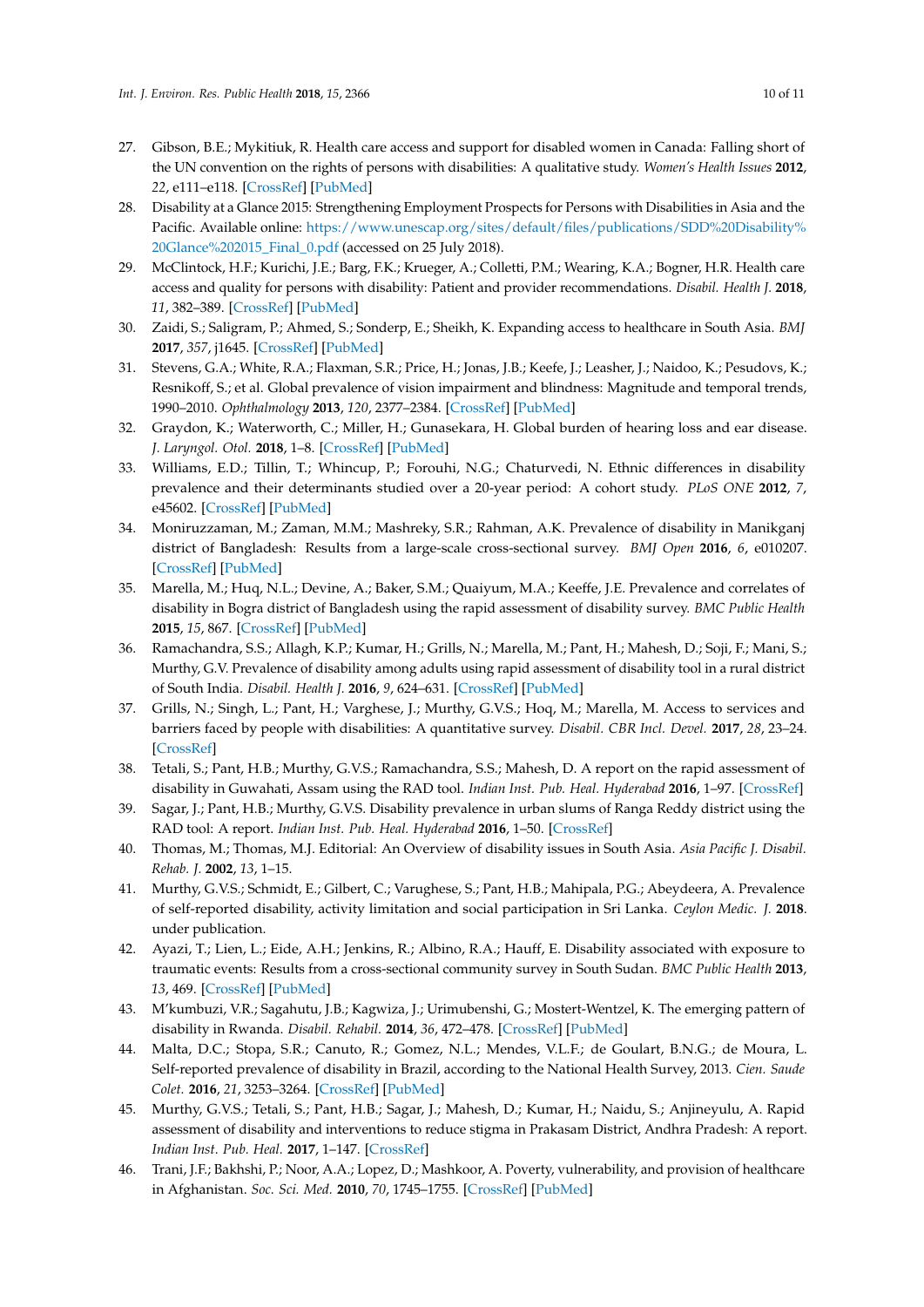27. Gibson, B.E.; Mykitiuk, R. Health care access and support for disabled women in Canada: Falling short of the UN convention on the rights of persons with disabilities: A qualitative study. *Women's Health Issues* **2012**, *22*, e111–e118. [CrossRef] [PubMed]
28. Disability at a Glance 2015: Strengthening Employment Prospects for Persons with Disabilities in Asia and the Pacific. Available online: https://www.unescap.org/sites/default/files/publications/SDD%20Disability%20Glance%202015_Final_0.pdf (accessed on 25 July 2018).
29. McClintock, H.F.; Kurichi, J.E.; Barg, F.K.; Krueger, A.; Colletti, P.M.; Wearing, K.A.; Bogner, H.R. Health care access and quality for persons with disability: Patient and provider recommendations. *Disabil. Health J.* **2018**, *11*, 382–389. [CrossRef] [PubMed]
30. Zaidi, S.; Saligram, P.; Ahmed, S.; Sonderp, E.; Sheikh, K. Expanding access to healthcare in South Asia. *BMJ* **2017**, *357*, j1645. [CrossRef] [PubMed]
31. Stevens, G.A.; White, R.A.; Flaxman, S.R.; Price, H.; Jonas, J.B.; Keefe, J.; Leasher, J.; Naidoo, K.; Pesudovs, K.; Resnikoff, S.; et al. Global prevalence of vision impairment and blindness: Magnitude and temporal trends, 1990–2010. *Ophthalmology* **2013**, *120*, 2377–2384. [CrossRef] [PubMed]
32. Graydon, K.; Waterworth, C.; Miller, H.; Gunasekara, H. Global burden of hearing loss and ear disease. *J. Laryngol. Otol.* **2018**, 1–8. [CrossRef] [PubMed]
33. Williams, E.D.; Tillin, T.; Whincup, P.; Forouhi, N.G.; Chaturvedi, N. Ethnic differences in disability prevalence and their determinants studied over a 20-year period: A cohort study. *PLoS ONE* **2012**, *7*, e45602. [CrossRef] [PubMed]
34. Moniruzzaman, M.; Zaman, M.M.; Mashreky, S.R.; Rahman, A.K. Prevalence of disability in Manikganj district of Bangladesh: Results from a large-scale cross-sectional survey. *BMJ Open* **2016**, *6*, e010207. [CrossRef] [PubMed]
35. Marella, M.; Huq, N.L.; Devine, A.; Baker, S.M.; Quaiyum, M.A.; Keeffe, J.E. Prevalence and correlates of disability in Bogra district of Bangladesh using the rapid assessment of disability survey. *BMC Public Health* **2015**, *15*, 867. [CrossRef] [PubMed]
36. Ramachandra, S.S.; Allagh, K.P.; Kumar, H.; Grills, N.; Marella, M.; Pant, H.; Mahesh, D.; Soji, F.; Mani, S.; Murthy, G.V. Prevalence of disability among adults using rapid assessment of disability tool in a rural district of South India. *Disabil. Health J.* **2016**, *9*, 624–631. [CrossRef] [PubMed]
37. Grills, N.; Singh, L.; Pant, H.; Varghese, J.; Murthy, G.V.S.; Hoq, M.; Marella, M. Access to services and barriers faced by people with disabilities: A quantitative survey. *Disabil. CBR Incl. Devel.* **2017**, *28*, 23–24. [CrossRef]
38. Tetali, S.; Pant, H.B.; Murthy, G.V.S.; Ramachandra, S.S.; Mahesh, D. A report on the rapid assessment of disability in Guwahati, Assam using the RAD tool. *Indian Inst. Pub. Heal. Hyderabad* **2016**, 1–97. [CrossRef]
39. Sagar, J.; Pant, H.B.; Murthy, G.V.S. Disability prevalence in urban slums of Ranga Reddy district using the RAD tool: A report. *Indian Inst. Pub. Heal. Hyderabad* **2016**, 1–50. [CrossRef]
40. Thomas, M.; Thomas, M.J. Editorial: An Overview of disability issues in South Asia. *Asia Pacific J. Disabil. Rehab. J.* **2002**, *13*, 1–15.
41. Murthy, G.V.S.; Schmidt, E.; Gilbert, C.; Varughese, S.; Pant, H.B.; Mahipala, P.G.; Abeydeera, A. Prevalence of self-reported disability, activity limitation and social participation in Sri Lanka. *Ceylon Medic. J.* **2018**. under publication.
42. Ayazi, T.; Lien, L.; Eide, A.H.; Jenkins, R.; Albino, R.A.; Hauff, E. Disability associated with exposure to traumatic events: Results from a cross-sectional community survey in South Sudan. *BMC Public Health* **2013**, *13*, 469. [CrossRef] [PubMed]
43. M'kumbuzi, V.R.; Sagahutu, J.B.; Kagwiza, J.; Urimubenshi, G.; Mostert-Wentzel, K. The emerging pattern of disability in Rwanda. *Disabil. Rehabil.* **2014**, *36*, 472–478. [CrossRef] [PubMed]
44. Malta, D.C.; Stopa, S.R.; Canuto, R.; Gomez, N.L.; Mendes, V.L.F.; de Goulart, B.N.G.; de Moura, L. Self-reported prevalence of disability in Brazil, according to the National Health Survey, 2013. *Cien. Saude Colet.* **2016**, *21*, 3253–3264. [CrossRef] [PubMed]
45. Murthy, G.V.S.; Tetali, S.; Pant, H.B.; Sagar, J.; Mahesh, D.; Kumar, H.; Naidu, S.; Anjineyulu, A. Rapid assessment of disability and interventions to reduce stigma in Prakasam District, Andhra Pradesh: A report. *Indian Inst. Pub. Heal.* **2017**, 1–147. [CrossRef]
46. Trani, J.F.; Bakhshi, P.; Noor, A.A.; Lopez, D.; Mashkoor, A. Poverty, vulnerability, and provision of healthcare in Afghanistan. *Soc. Sci. Med.* **2010**, *70*, 1745–1755. [CrossRef] [PubMed]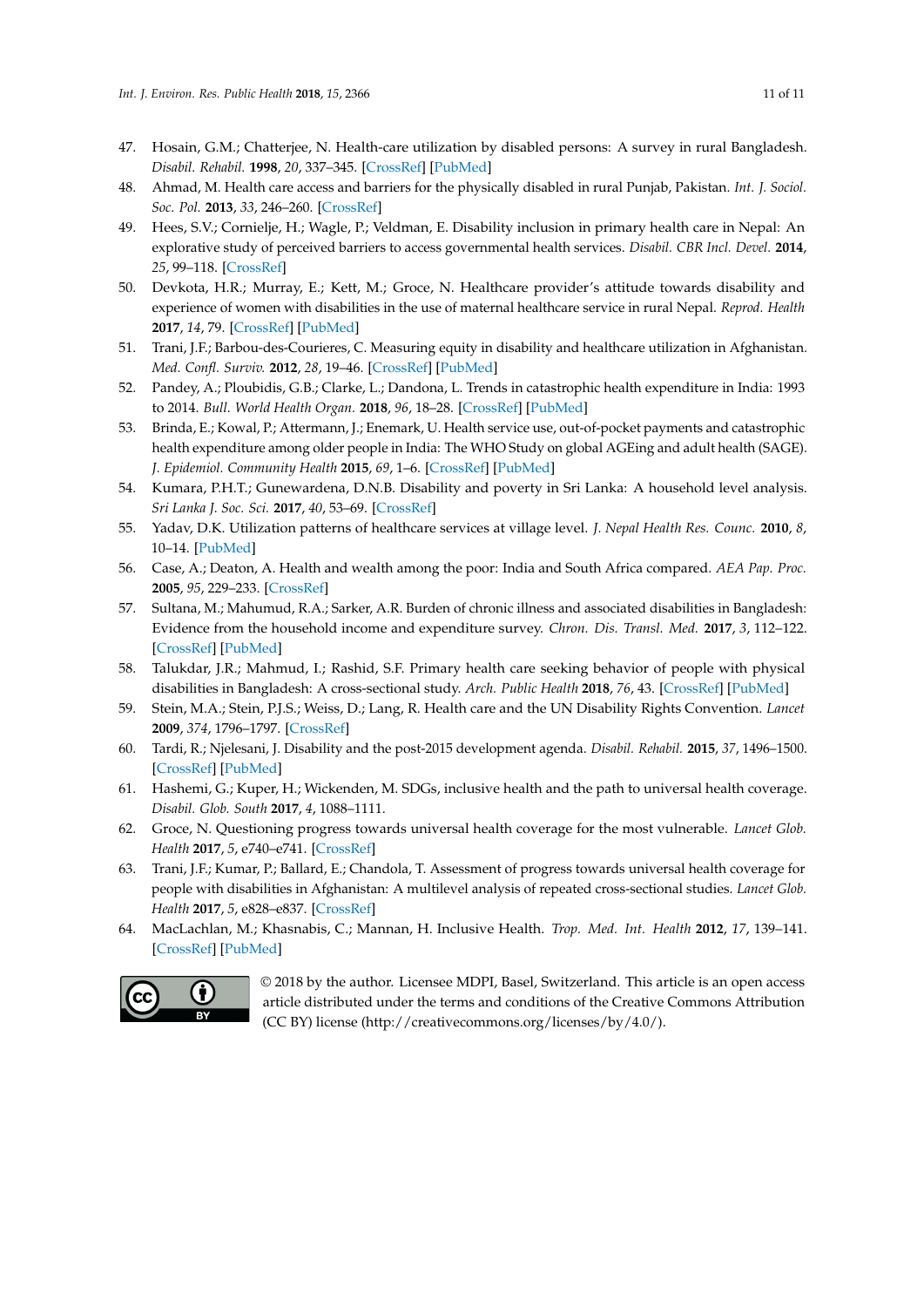47. Hosain, G.M.; Chatterjee, N. Health-care utilization by disabled persons: A survey in rural Bangladesh. *Disabil. Rehabil.* **1998**, *20*, 337–345. [CrossRef] [PubMed]
48. Ahmad, M. Health care access and barriers for the physically disabled in rural Punjab, Pakistan. *Int. J. Sociol. Soc. Pol.* **2013**, *33*, 246–260. [CrossRef]
49. Hees, S.V.; Cornielje, H.; Wagle, P.; Veldman, E. Disability inclusion in primary health care in Nepal: An explorative study of perceived barriers to access governmental health services. *Disabil. CBR Incl. Devel.* **2014**, *25*, 99–118. [CrossRef]
50. Devkota, H.R.; Murray, E.; Kett, M.; Groce, N. Healthcare provider's attitude towards disability and experience of women with disabilities in the use of maternal healthcare service in rural Nepal. *Reprod. Health* **2017**, *14*, 79. [CrossRef] [PubMed]
51. Trani, J.F.; Barbou-des-Courieres, C. Measuring equity in disability and healthcare utilization in Afghanistan. *Med. Confl. Surviv.* **2012**, *28*, 19–46. [CrossRef] [PubMed]
52. Pandey, A.; Ploubidis, G.B.; Clarke, L.; Dandona, L. Trends in catastrophic health expenditure in India: 1993 to 2014. *Bull. World Health Organ.* **2018**, *96*, 18–28. [CrossRef] [PubMed]
53. Brinda, E.; Kowal, P.; Attermann, J.; Enemark, U. Health service use, out-of-pocket payments and catastrophic health expenditure among older people in India: The WHO Study on global AGEing and adult health (SAGE). *J. Epidemiol. Community Health* **2015**, *69*, 1–6. [CrossRef] [PubMed]
54. Kumara, P.H.T.; Gunewardena, D.N.B. Disability and poverty in Sri Lanka: A household level analysis. *Sri Lanka J. Soc. Sci.* **2017**, *40*, 53–69. [CrossRef]
55. Yadav, D.K. Utilization patterns of healthcare services at village level. *J. Nepal Health Res. Counc.* **2010**, *8*, 10–14. [PubMed]
56. Case, A.; Deaton, A. Health and wealth among the poor: India and South Africa compared. *AEA Pap. Proc.* **2005**, *95*, 229–233. [CrossRef]
57. Sultana, M.; Mahumud, R.A.; Sarker, A.R. Burden of chronic illness and associated disabilities in Bangladesh: Evidence from the household income and expenditure survey. *Chron. Dis. Transl. Med.* **2017**, *3*, 112–122. [CrossRef] [PubMed]
58. Talukdar, J.R.; Mahmud, I.; Rashid, S.F. Primary health care seeking behavior of people with physical disabilities in Bangladesh: A cross-sectional study. *Arch. Public Health* **2018**, *76*, 43. [CrossRef] [PubMed]
59. Stein, M.A.; Stein, P.J.S.; Weiss, D.; Lang, R. Health care and the UN Disability Rights Convention. *Lancet* **2009**, *374*, 1796–1797. [CrossRef]
60. Tardi, R.; Njelesani, J. Disability and the post-2015 development agenda. *Disabil. Rehabil.* **2015**, *37*, 1496–1500. [CrossRef] [PubMed]
61. Hashemi, G.; Kuper, H.; Wickenden, M. SDGs, inclusive health and the path to universal health coverage. *Disabil. Glob. South* **2017**, *4*, 1088–1111.
62. Groce, N. Questioning progress towards universal health coverage for the most vulnerable. *Lancet Glob. Health* **2017**, *5*, e740–e741. [CrossRef]
63. Trani, J.F.; Kumar, P.; Ballard, E.; Chandola, T. Assessment of progress towards universal health coverage for people with disabilities in Afghanistan: A multilevel analysis of repeated cross-sectional studies. *Lancet Glob. Health* **2017**, *5*, e828–e837. [CrossRef]
64. MacLachlan, M.; Khasnabis, C.; Mannan, H. Inclusive Health. *Trop. Med. Int. Health* **2012**, *17*, 139–141. [CrossRef] [PubMed]

© 2018 by the author. Licensee MDPI, Basel, Switzerland. This article is an open access article distributed under the terms and conditions of the Creative Commons Attribution (CC BY) license (http://creativecommons.org/licenses/by/4.0/).